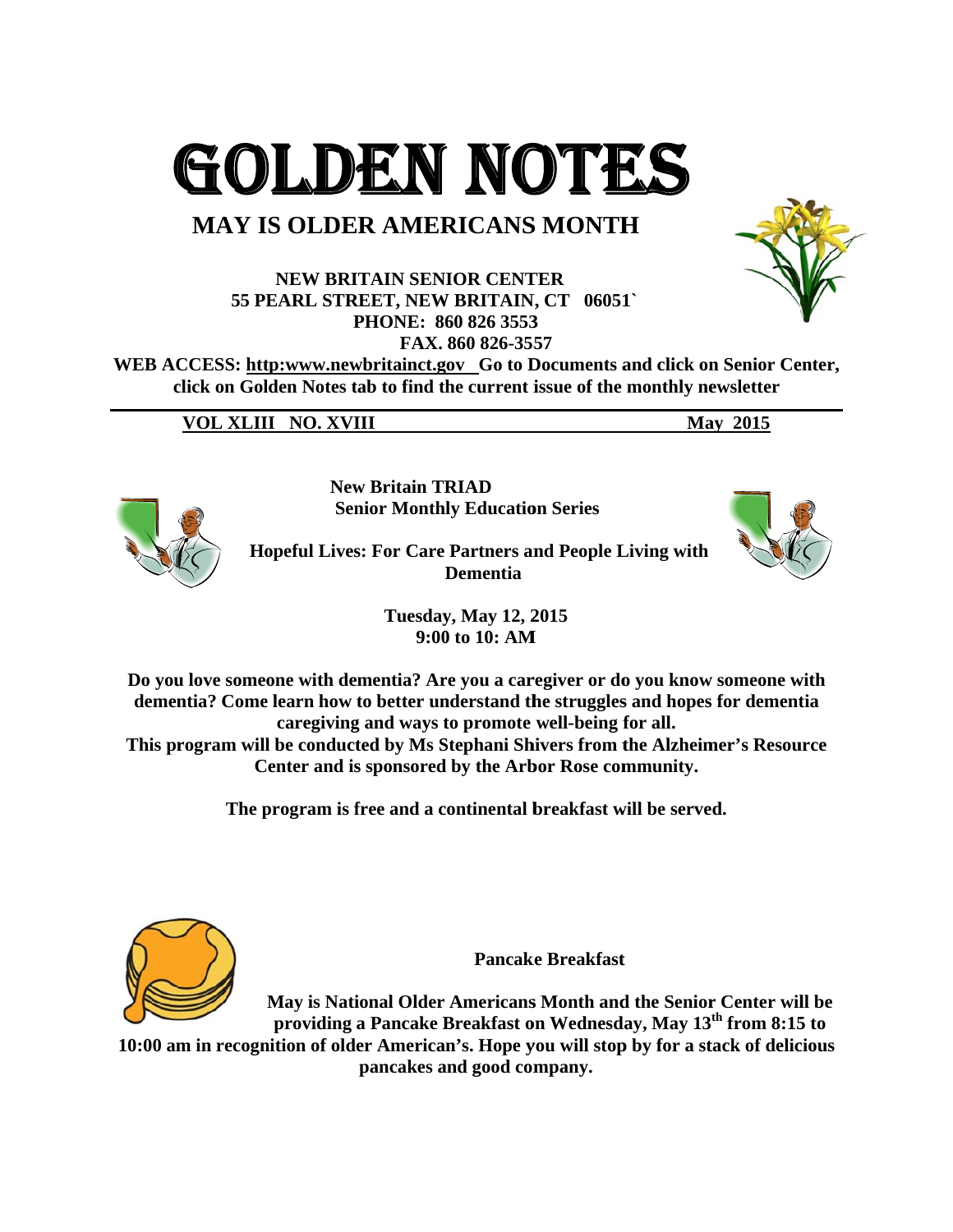# GOLDEN NOTES

## MAY IS OLDER AMERICANS MONTH

**NEW BRITAIN SENIOR CENTER**
**55 PEARL STREET, NEW BRITAIN, CT 06051`**
**PHONE: 860 826 3553**
**FAX. 860 826-3557**

**WEB ACCESS: http:www.newbritainct.gov Go to Documents and click on Senior Center, click on Golden Notes tab to find the current issue of the monthly newsletter**

**VOL XLIII NO. XVIII** **May 2015**

---

**New Britain TRIAD**
**Senior Monthly Education Series**

**Hopeful Lives: For Care Partners and People Living with Dementia**

**Tuesday, May 12, 2015**
**9:00 to 10: AM**

**Do you love someone with dementia? Are you a caregiver or do you know someone with dementia? Come learn how to better understand the struggles and hopes for dementia caregiving and ways to promote well-being for all.**
**This program will be conducted by Ms Stephani Shivers from the Alzheimer's Resource Center and is sponsored by the Arbor Rose community.**

**The program is free and a continental breakfast will be served.**

**Pancake Breakfast**

**May is National Older Americans Month and the Senior Center will be providing a Pancake Breakfast on Wednesday, May 13th from 8:15 to 10:00 am in recognition of older American's. Hope you will stop by for a stack of delicious pancakes and good company.**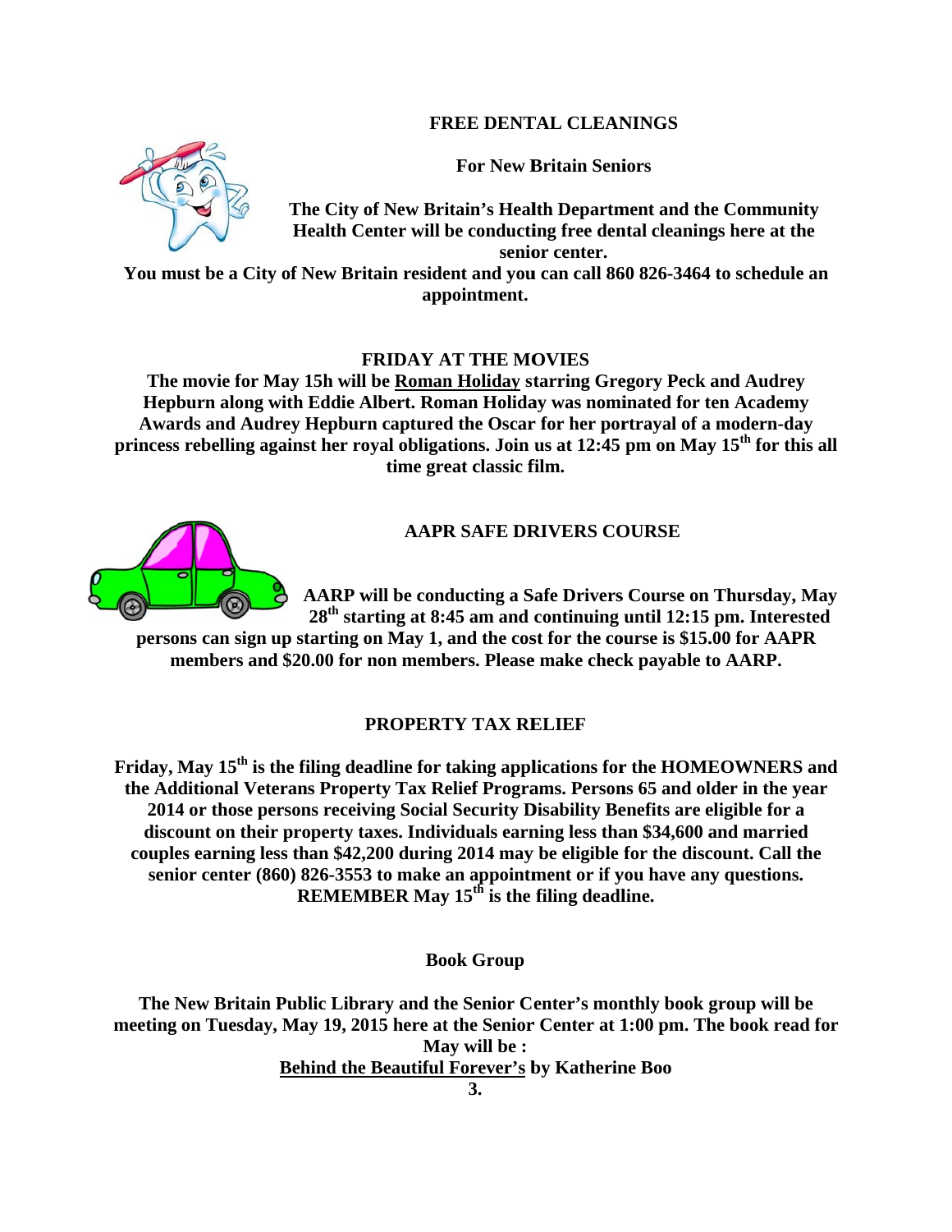## FREE DENTAL CLEANINGS

**For New Britain Seniors**

**The City of New Britain's Health Department and the Community Health Center will be conducting free dental cleanings here at the senior center.**
**You must be a City of New Britain resident and you can call 860 826-3464 to schedule an appointment.**

## FRIDAY AT THE MOVIES

**The movie for May 15h will be <u>Roman Holiday</u> starring Gregory Peck and Audrey Hepburn along with Eddie Albert. Roman Holiday was nominated for ten Academy Awards and Audrey Hepburn captured the Oscar for her portrayal of a modern-day princess rebelling against her royal obligations. Join us at 12:45 pm on May 15th for this all time great classic film.**

## AAPR SAFE DRIVERS COURSE

**AARP will be conducting a Safe Drivers Course on Thursday, May 28th starting at 8:45 am and continuing until 12:15 pm. Interested persons can sign up starting on May 1, and the cost for the course is $15.00 for AAPR members and $20.00 for non members. Please make check payable to AARP.**

## PROPERTY TAX RELIEF

**Friday, May 15th is the filing deadline for taking applications for the HOMEOWNERS and the Additional Veterans Property Tax Relief Programs. Persons 65 and older in the year 2014 or those persons receiving Social Security Disability Benefits are eligible for a discount on their property taxes. Individuals earning less than $34,600 and married couples earning less than $42,200 during 2014 may be eligible for the discount. Call the senior center (860) 826-3553 to make an appointment or if you have any questions. REMEMBER May 15th is the filing deadline.**

## Book Group

**The New Britain Public Library and the Senior Center's monthly book group will be meeting on Tuesday, May 19, 2015 here at the Senior Center at 1:00 pm. The book read for May will be :**
**<u>Behind the Beautiful Forever's</u> by Katherine Boo**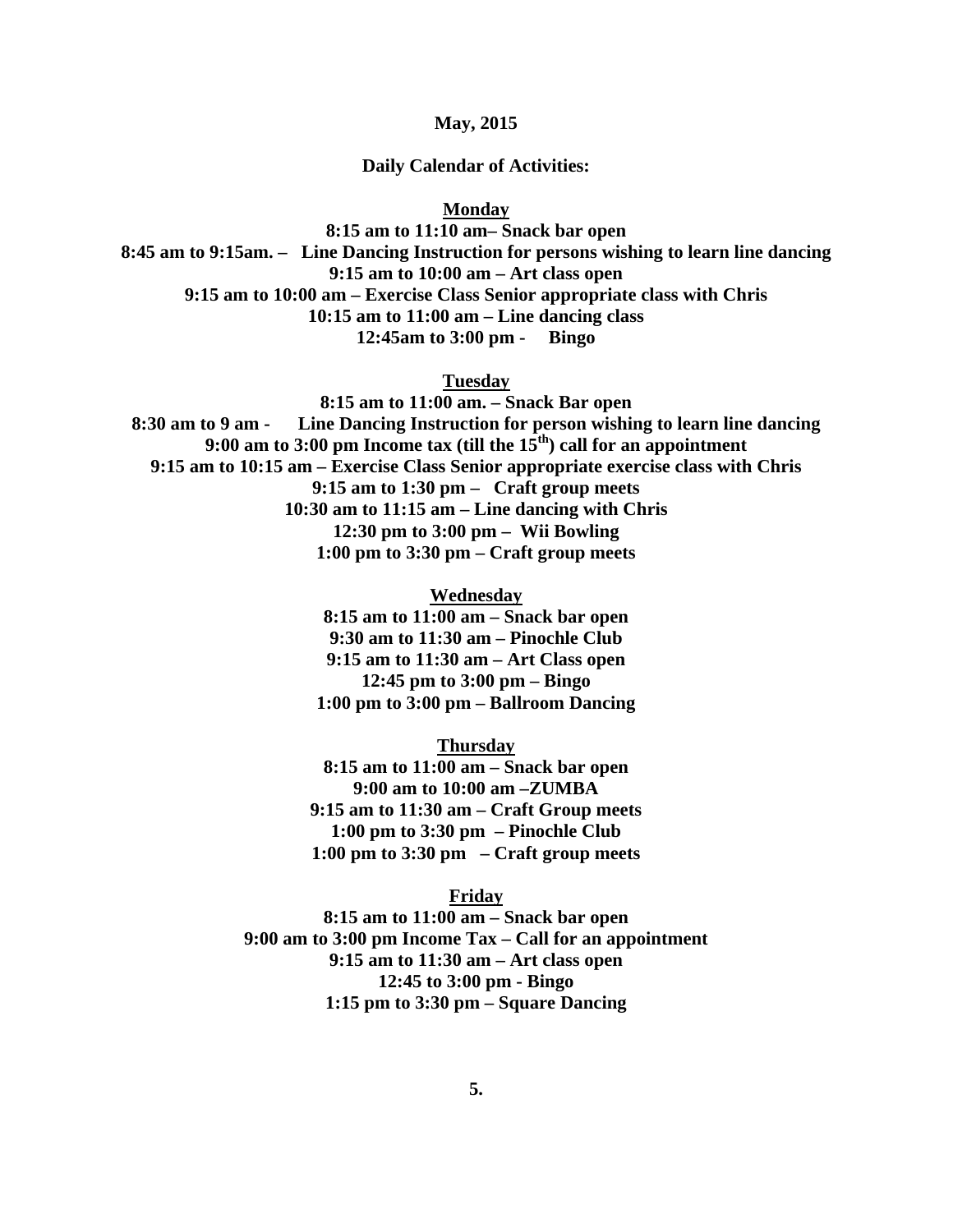**May, 2015**

**Daily Calendar of Activities:**

**Monday**

**8:15 am to 11:10 am– Snack bar open**
**8:45 am to 9:15am. – Line Dancing Instruction for persons wishing to learn line dancing**
**9:15 am to 10:00 am – Art class open**
**9:15 am to 10:00 am – Exercise Class Senior appropriate class with Chris**
**10:15 am to 11:00 am – Line dancing class**
**12:45am to 3:00 pm - Bingo**

**Tuesday**

**8:15 am to 11:00 am. – Snack Bar open**
**8:30 am to 9 am - Line Dancing Instruction for person wishing to learn line dancing**
**9:00 am to 3:00 pm Income tax (till the 15th) call for an appointment**
**9:15 am to 10:15 am – Exercise Class Senior appropriate exercise class with Chris**
**9:15 am to 1:30 pm – Craft group meets**
**10:30 am to 11:15 am – Line dancing with Chris**
**12:30 pm to 3:00 pm – Wii Bowling**
**1:00 pm to 3:30 pm – Craft group meets**

**Wednesday**

**8:15 am to 11:00 am – Snack bar open**
**9:30 am to 11:30 am – Pinochle Club**
**9:15 am to 11:30 am – Art Class open**
**12:45 pm to 3:00 pm – Bingo**
**1:00 pm to 3:00 pm – Ballroom Dancing**

**Thursday**

**8:15 am to 11:00 am – Snack bar open**
**9:00 am to 10:00 am –ZUMBA**
**9:15 am to 11:30 am – Craft Group meets**
**1:00 pm to 3:30 pm – Pinochle Club**
**1:00 pm to 3:30 pm – Craft group meets**

**Friday**

**8:15 am to 11:00 am – Snack bar open**
**9:00 am to 3:00 pm Income Tax – Call for an appointment**
**9:15 am to 11:30 am – Art class open**
**12:45 to 3:00 pm - Bingo**
**1:15 pm to 3:30 pm – Square Dancing**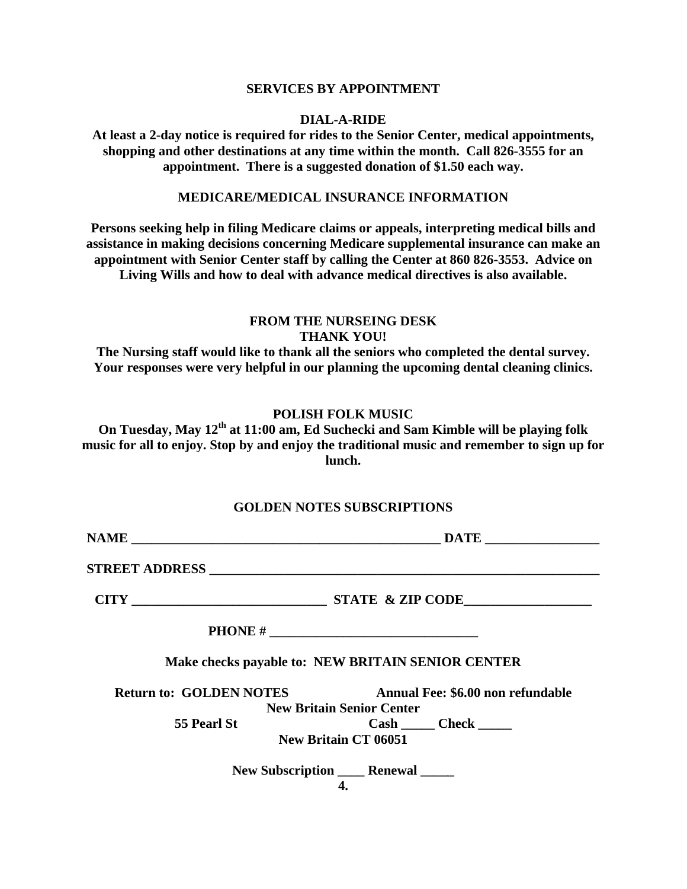## SERVICES BY APPOINTMENT

### DIAL-A-RIDE

**At least a 2-day notice is required for rides to the Senior Center, medical appointments, shopping and other destinations at any time within the month. Call 826-3555 for an appointment. There is a suggested donation of $1.50 each way.**

### MEDICARE/MEDICAL INSURANCE INFORMATION

**Persons seeking help in filing Medicare claims or appeals, interpreting medical bills and assistance in making decisions concerning Medicare supplemental insurance can make an appointment with Senior Center staff by calling the Center at 860 826-3553. Advice on Living Wills and how to deal with advance medical directives is also available.**

### FROM THE NURSEING DESK
### THANK YOU!

**The Nursing staff would like to thank all the seniors who completed the dental survey. Your responses were very helpful in our planning the upcoming dental cleaning clinics.**

### POLISH FOLK MUSIC

**On Tuesday, May 12th at 11:00 am, Ed Suchecki and Sam Kimble will be playing folk music for all to enjoy. Stop by and enjoy the traditional music and remember to sign up for lunch.**

### GOLDEN NOTES SUBSCRIPTIONS

**NAME ________________________________________________ DATE _________________**

**STREET ADDRESS _____________________________________________________________**

**CITY ______________________________ STATE & ZIP CODE___________________**

**PHONE # _______________________________**

**Make checks payable to: NEW BRITAIN SENIOR CENTER**

**Return to: GOLDEN NOTES**
**New Britain Senior Center**
**55 Pearl St**
**New Britain CT 06051**

**Annual Fee: $6.00 non refundable**

**Cash _____ Check _____**

**New Subscription ____ Renewal _____**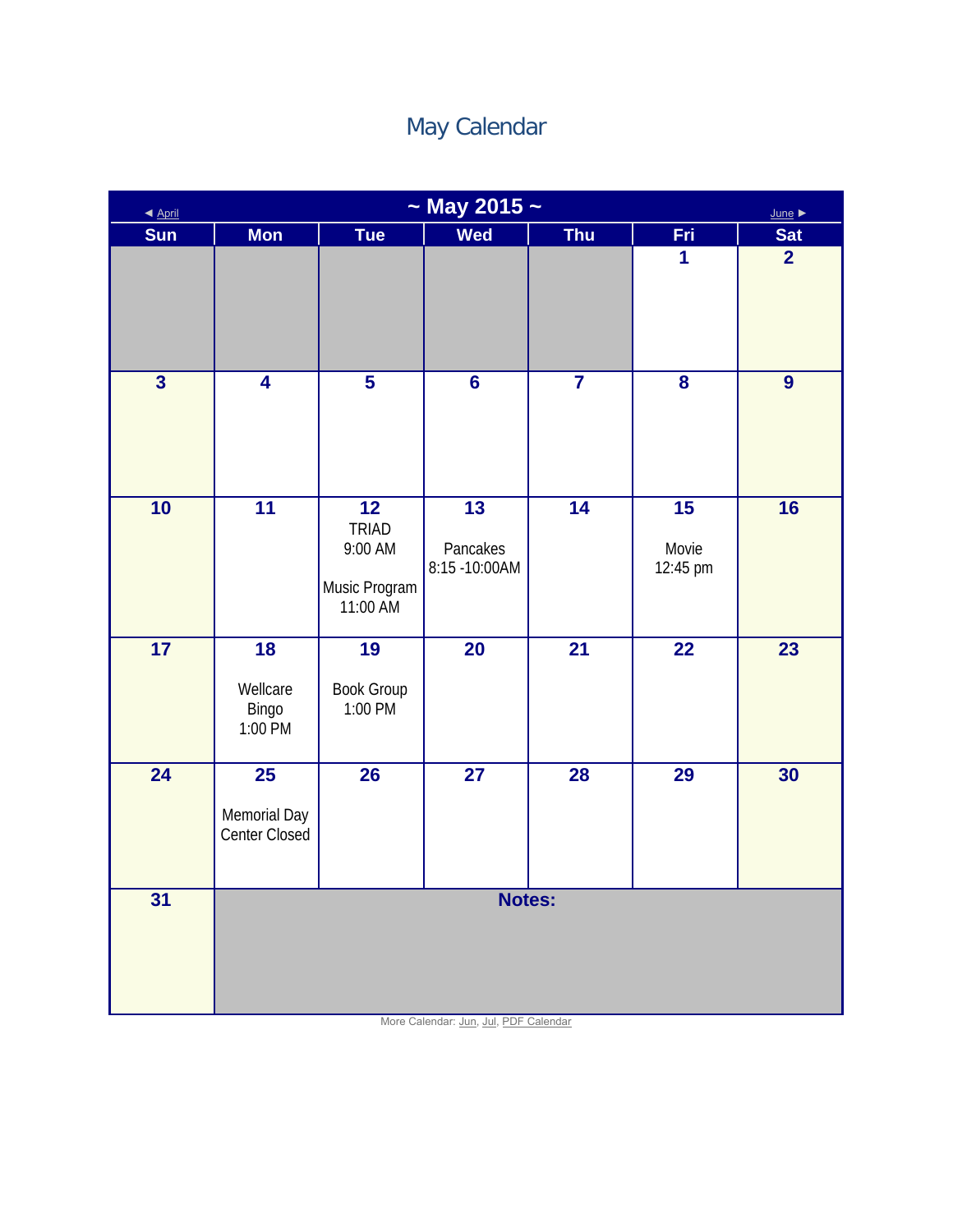# May Calendar

| ◄ April | | | ~ May 2015 ~ | | | June ► |
|---|---|---|---|---|---|---|
| **Sun** | **Mon** | **Tue** | **Wed** | **Thu** | **Fri** | **Sat** |
| | | | | | **1** | **2** |
| **3** | **4** | **5** | **6** | **7** | **8** | **9** |
| **10** | **11** | **12** TRIAD 9:00 AM Music Program 11:00 AM | **13** Pancakes 8:15 -10:00AM | **14** | **15** Movie 12:45 pm | **16** |
| **17** | **18** Wellcare Bingo 1:00 PM | **19** Book Group 1:00 PM | **20** | **21** | **22** | **23** |
| **24** | **25** Memorial Day Center Closed | **26** | **27** | **28** | **29** | **30** |
| **31** | **Notes:** | | | | | |

More Calendar: Jun, Jul, PDF Calendar